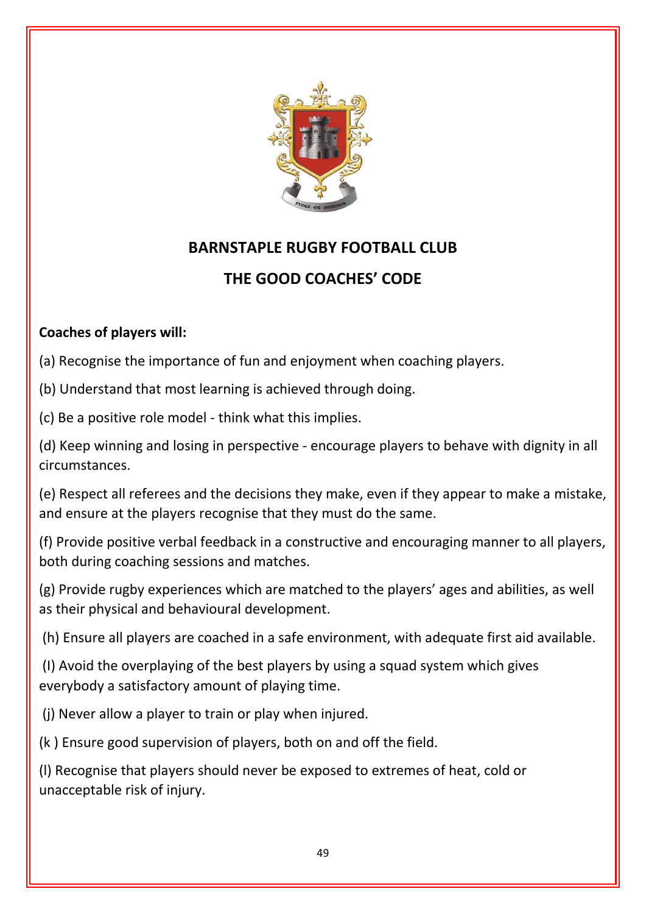# BARNSTAPLE RUGBY FOOTBALL CLUB

## THE GOOD COACHES' CODE

**Coaches of players will:**

(a) Recognise the importance of fun and enjoyment when coaching players.

(b) Understand that most learning is achieved through doing.

(c) Be a positive role model - think what this implies.

(d) Keep winning and losing in perspective - encourage players to behave with dignity in all circumstances.

(e) Respect all referees and the decisions they make, even if they appear to make a mistake, and ensure at the players recognise that they must do the same.

(f) Provide positive verbal feedback in a constructive and encouraging manner to all players, both during coaching sessions and matches.

(g) Provide rugby experiences which are matched to the players' ages and abilities, as well as their physical and behavioural development.

(h) Ensure all players are coached in a safe environment, with adequate first aid available.

(I) Avoid the overplaying of the best players by using a squad system which gives everybody a satisfactory amount of playing time.

(j) Never allow a player to train or play when injured.

(k ) Ensure good supervision of players, both on and off the field.

(l) Recognise that players should never be exposed to extremes of heat, cold or unacceptable risk of injury.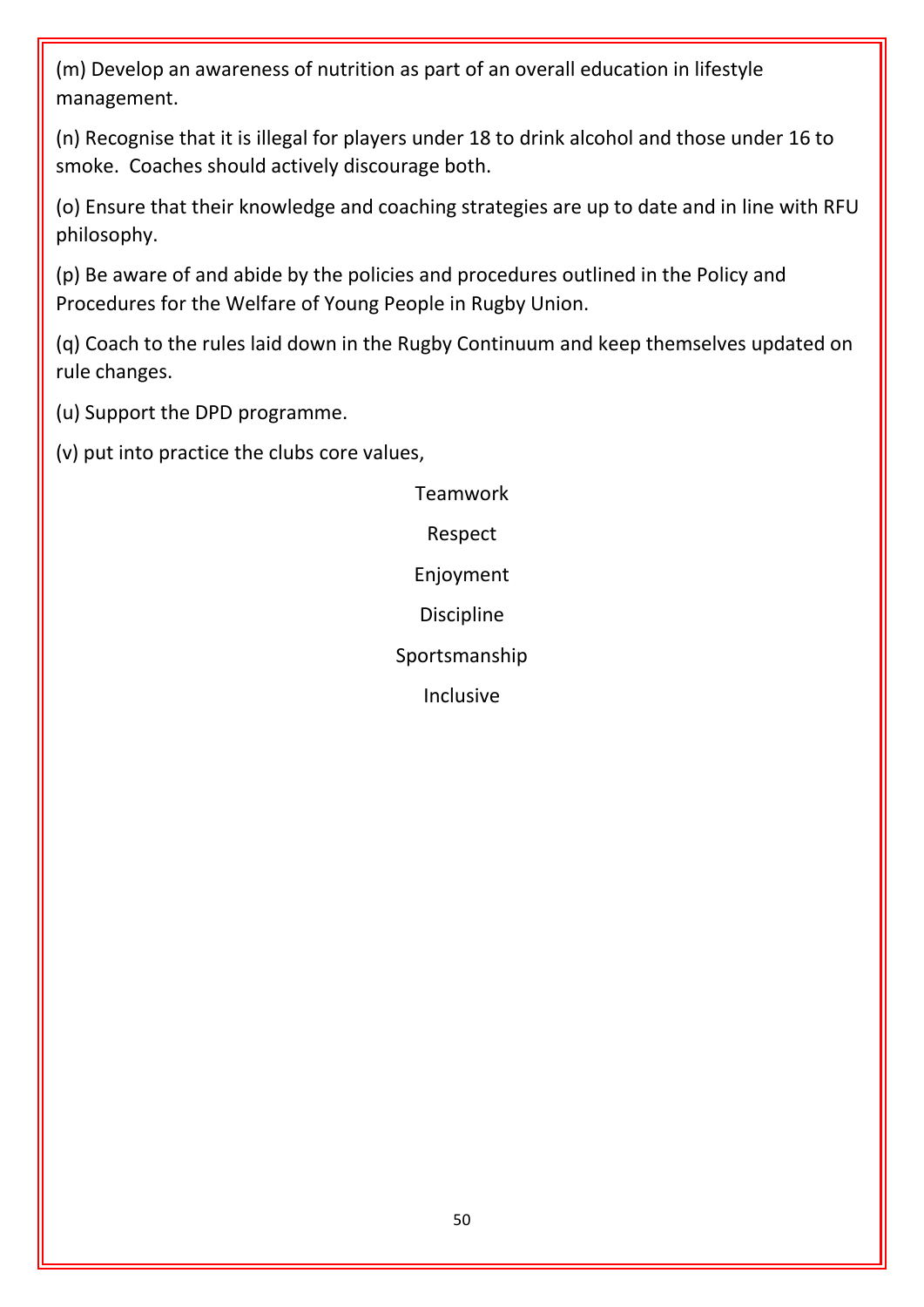(m) Develop an awareness of nutrition as part of an overall education in lifestyle management.

(n) Recognise that it is illegal for players under 18 to drink alcohol and those under 16 to smoke. Coaches should actively discourage both.

(o) Ensure that their knowledge and coaching strategies are up to date and in line with RFU philosophy.

(p) Be aware of and abide by the policies and procedures outlined in the Policy and Procedures for the Welfare of Young People in Rugby Union.

(q) Coach to the rules laid down in the Rugby Continuum and keep themselves updated on rule changes.

(u) Support the DPD programme.

(v) put into practice the clubs core values,

Teamwork

Respect

Enjoyment

Discipline

Sportsmanship

Inclusive